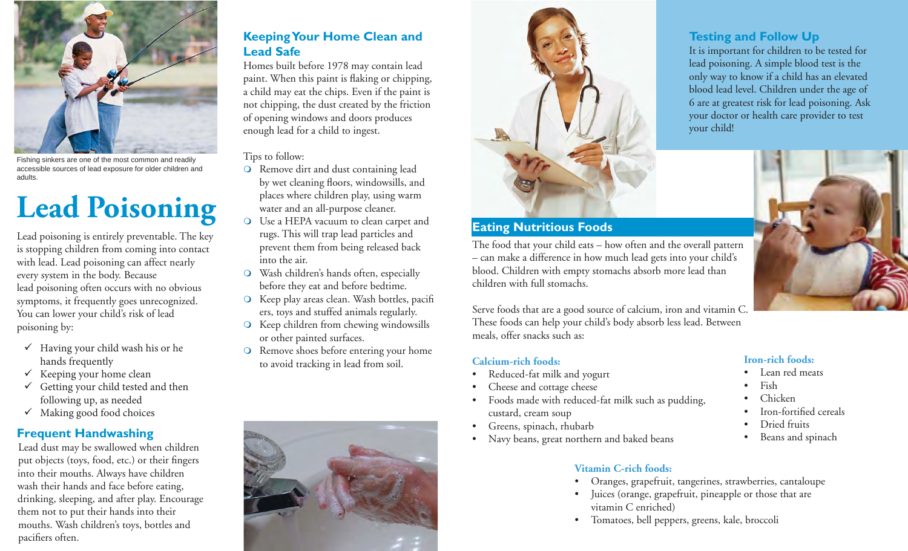Fishing sinkers are one of the most common and readily accessible sources of lead exposure for older children and adults.

# Lead Poisoning

Lead poisoning is entirely preventable. The key is stopping children from coming into contact with lead. Lead poisoning can affect nearly every system in the body. Because lead poisoning often occurs with no obvious symptoms, it frequently goes unrecognized. You can lower your child's risk of lead poisoning by:

- ✓ Having your child wash his or he hands frequently
- ✓ Keeping your home clean
- ✓ Getting your child tested and then following up, as needed
- ✓ Making good food choices

## Frequent Handwashing

Lead dust may be swallowed when children put objects (toys, food, etc.) or their fingers into their mouths. Always have children wash their hands and face before eating, drinking, sleeping, and after play. Encourage them not to put their hands into their mouths. Wash children's toys, bottles and pacifiers often.

## Keeping Your Home Clean and Lead Safe

Homes built before 1978 may contain lead paint. When this paint is flaking or chipping, a child may eat the chips. Even if the paint is not chipping, the dust created by the friction of opening windows and doors produces enough lead for a child to ingest.

Tips to follow:

- Remove dirt and dust containing lead by wet cleaning floors, windowsills, and places where children play, using warm water and an all-purpose cleaner.
- Use a HEPA vacuum to clean carpet and rugs. This will trap lead particles and prevent them from being released back into the air.
- Wash children's hands often, especially before they eat and before bedtime.
- Keep play areas clean. Wash bottles, pacifiers, toys and stuffed animals regularly.
- Keep children from chewing windowsills or other painted surfaces.
- Remove shoes before entering your home to avoid tracking in lead from soil.

## Testing and Follow Up

It is important for children to be tested for lead poisoning. A simple blood test is the only way to know if a child has an elevated blood lead level. Children under the age of 6 are at greatest risk for lead poisoning. Ask your doctor or health care provider to test your child!

## Eating Nutritious Foods

The food that your child eats – how often and the overall pattern – can make a difference in how much lead gets into your child's blood. Children with empty stomachs absorb more lead than children with full stomachs.

Serve foods that are a good source of calcium, iron and vitamin C. These foods can help your child's body absorb less lead. Between meals, offer snacks such as:

**Calcium-rich foods:**

- Reduced-fat milk and yogurt
- Cheese and cottage cheese
- Foods made with reduced-fat milk such as pudding, custard, cream soup
- Greens, spinach, rhubarb
- Navy beans, great northern and baked beans

**Iron-rich foods:**

- Lean red meats
- Fish
- Chicken
- Iron-fortified cereals
- Dried fruits
- Beans and spinach

**Vitamin C-rich foods:**

- Oranges, grapefruit, tangerines, strawberries, cantaloupe
- Juices (orange, grapefruit, pineapple or those that are vitamin C enriched)
- Tomatoes, bell peppers, greens, kale, broccoli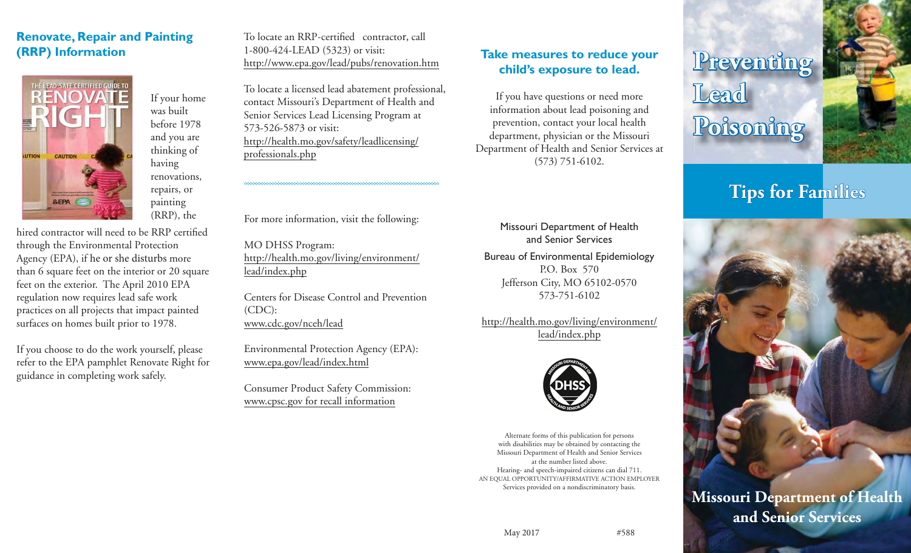## Renovate, Repair and Painting (RRP) Information

If your home was built before 1978 and you are thinking of having renovations, repairs, or painting (RRP), the hired contractor will need to be RRP certified through the Environmental Protection Agency (EPA), if he or she disturbs more than 6 square feet on the interior or 20 square feet on the exterior. The April 2010 EPA regulation now requires lead safe work practices on all projects that impact painted surfaces on homes built prior to 1978.

If you choose to do the work yourself, please refer to the EPA pamphlet Renovate Right for guidance in completing work safely.

To locate an RRP-certified contractor, call 1-800-424-LEAD (5323) or visit: http://www.epa.gov/lead/pubs/renovation.htm

To locate a licensed lead abatement professional, contact Missouri's Department of Health and Senior Services Lead Licensing Program at 573-526-5873 or visit: http://health.mo.gov/safety/leadlicensing/professionals.php

For more information, visit the following:

MO DHSS Program:
http://health.mo.gov/living/environment/lead/index.php

Centers for Disease Control and Prevention (CDC):
www.cdc.gov/nceh/lead

Environmental Protection Agency (EPA):
www.epa.gov/lead/index.html

Consumer Product Safety Commission:
www.cpsc.gov for recall information

## Take measures to reduce your child's exposure to lead.

If you have questions or need more information about lead poisoning and prevention, contact your local health department, physician or the Missouri Department of Health and Senior Services at (573) 751-6102.

Missouri Department of Health and Senior Services
Bureau of Environmental Epidemiology
P.O. Box 570
Jefferson City, MO 65102-0570
573-751-6102

http://health.mo.gov/living/environment/lead/index.php

Alternate forms of this publication for persons with disabilities may be obtained by contacting the Missouri Department of Health and Senior Services at the number listed above.
Hearing- and speech-impaired citizens can dial 711.
AN EQUAL OPPORTUNITY/AFFIRMATIVE ACTION EMPLOYER
Services provided on a nondiscriminatory basis.

May 2017 #588

# Preventing Lead Poisoning

## Tips for Families

**Missouri Department of Health and Senior Services**